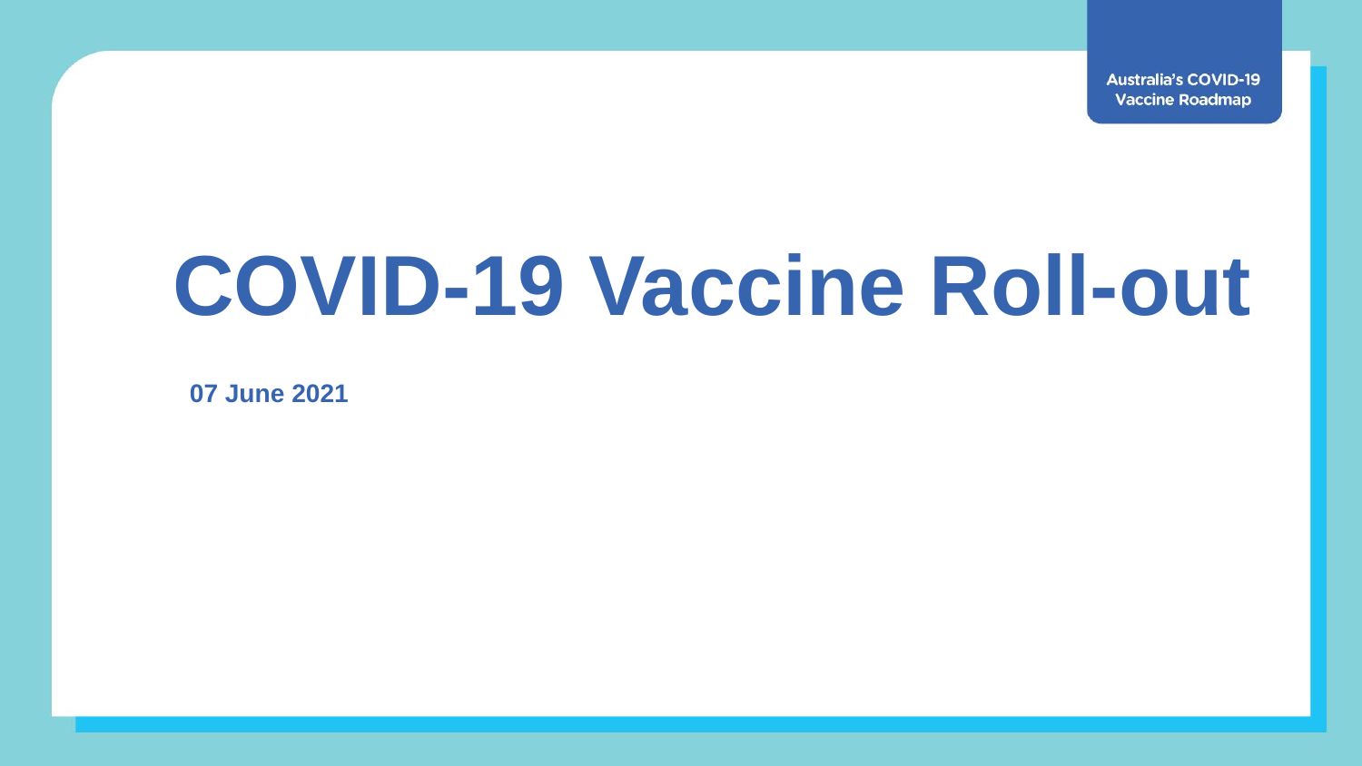Australia's COVID-19 Vaccine Roadmap

# COVID-19 Vaccine Roll-out

**07 June 2021**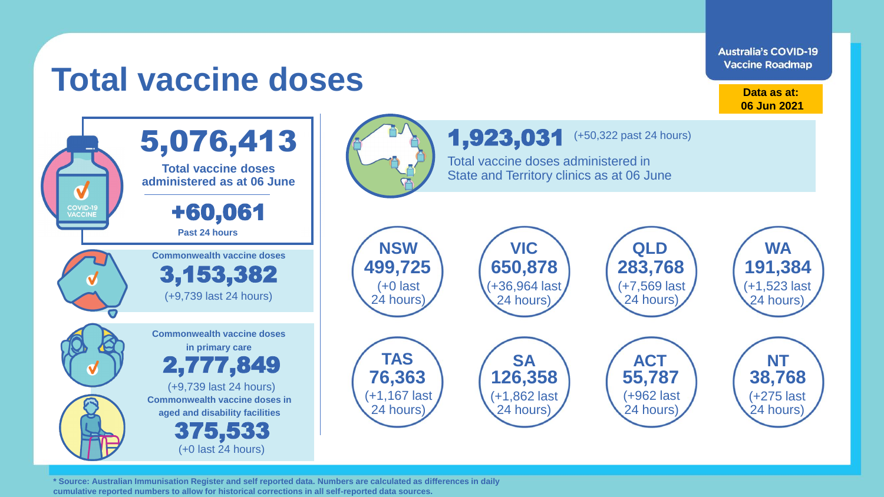# Total vaccine doses

**Australia's COVID-19 Vaccine Roadmap**

**Data as at: 06 Jun 2021**

## 5,076,413

**Total vaccine doses administered as at 06 June**

## +60,061

**Past 24 hours**

**Commonwealth vaccine doses**

## 3,153,382

(+9,739 last 24 hours)

**Commonwealth vaccine doses in primary care**

## 2,777,849

(+9,739 last 24 hours)

**Commonwealth vaccine doses in aged and disability facilities**

## 375,533

(+0 last 24 hours)

## 1,923,031

(+50,322 past 24 hours)

Total vaccine doses administered in State and Territory clinics as at 06 June

| State/Territory | Doses | Last 24 hours |
| --- | --- | --- |
| NSW | 499,725 | (+0 last 24 hours) |
| VIC | 650,878 | (+36,964 last 24 hours) |
| QLD | 283,768 | (+7,569 last 24 hours) |
| WA | 191,384 | (+1,523 last 24 hours) |
| TAS | 76,363 | (+1,167 last 24 hours) |
| SA | 126,358 | (+1,862 last 24 hours) |
| ACT | 55,787 | (+962 last 24 hours) |
| NT | 38,768 | (+275 last 24 hours) |

**\* Source: Australian Immunisation Register and self reported data. Numbers are calculated as differences in daily cumulative reported numbers to allow for historical corrections in all self-reported data sources.**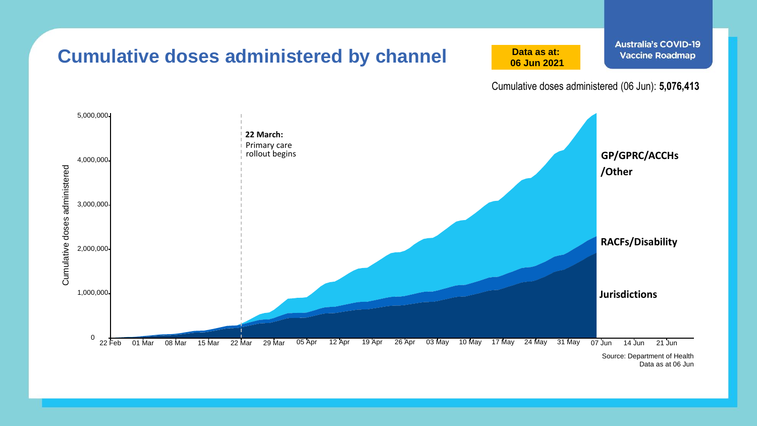# Cumulative doses administered by channel

**Data as at: 06 Jun 2021**

Australia's COVID-19 Vaccine Roadmap

Cumulative doses administered (06 Jun): **5,076,413**

Cumulative doses administered

5,000,000

4,000,000

3,000,000

2,000,000

1,000,000

0

22 Feb 01 Mar 08 Mar 15 Mar 22 Mar 29 Mar 05 Apr 12 Apr 19 Apr 26 Apr 03 May 10 May 17 May 24 May 31 May 07 Jun 14 Jun 21 Jun

**22 March:** Primary care rollout begins

**GP/GPRC/ACCHs /Other**

**RACFs/Disability**

**Jurisdictions**

Source: Department of Health
Data as at 06 Jun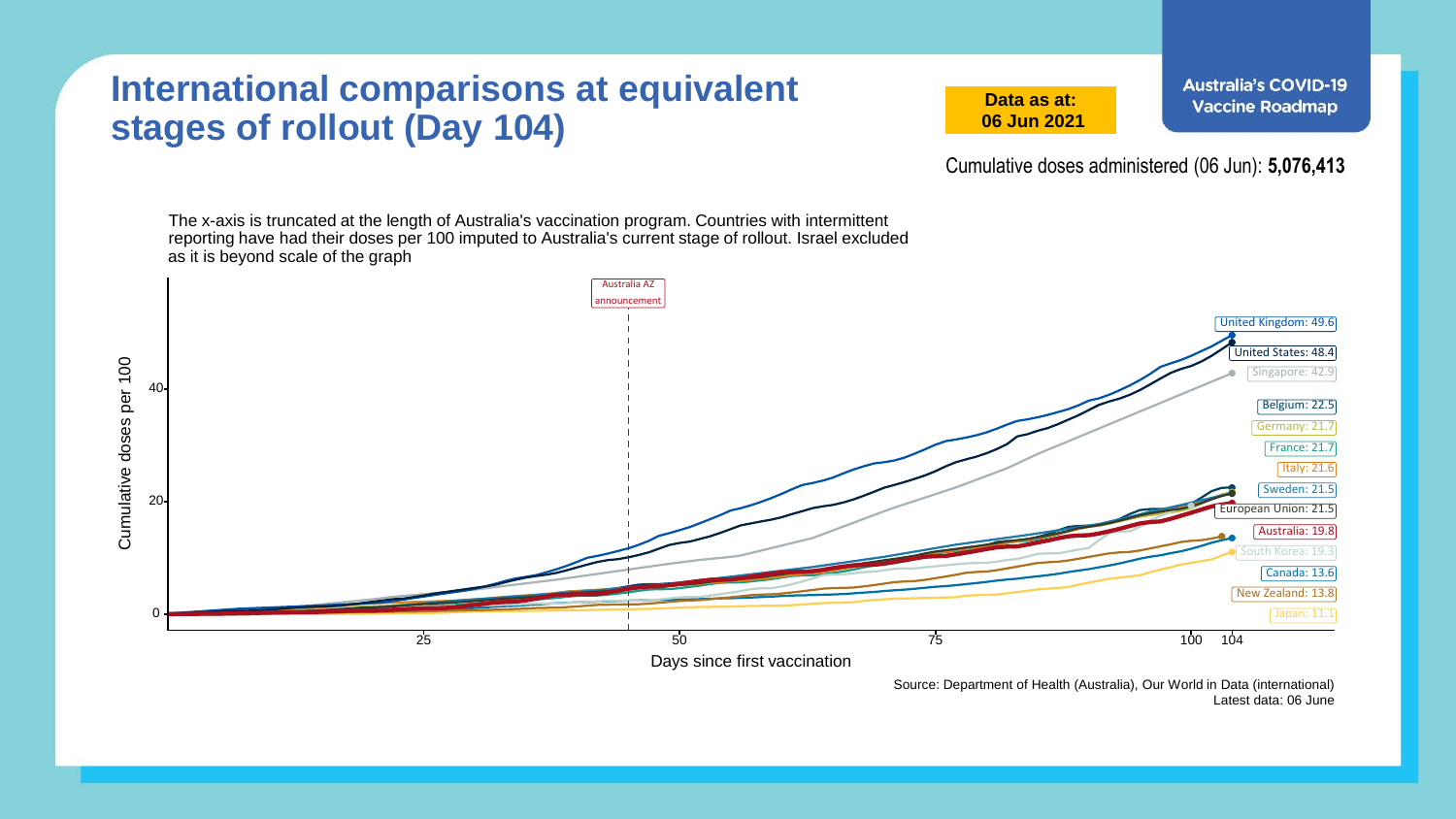# International comparisons at equivalent stages of rollout (Day 104)

**Data as at: 06 Jun 2021**

**Australia's COVID-19 Vaccine Roadmap**

Cumulative doses administered (06 Jun): **5,076,413**

The x-axis is truncated at the length of Australia's vaccination program. Countries with intermittent reporting have had their doses per 100 imputed to Australia's current stage of rollout. Israel excluded as it is beyond scale of the graph

Australia AZ announcement

Cumulative doses per 100

Days since first vaccination

United Kingdom: 49.6
United States: 48.4
Singapore: 42.9
Belgium: 22.5
Germany: 21.7
France: 21.7
Italy: 21.6
Sweden: 21.5
European Union: 21.5
Australia: 19.8
South Korea: 19.3
Canada: 13.6
New Zealand: 13.8
Japan: 11.1

Source: Department of Health (Australia), Our World in Data (international)
Latest data: 06 June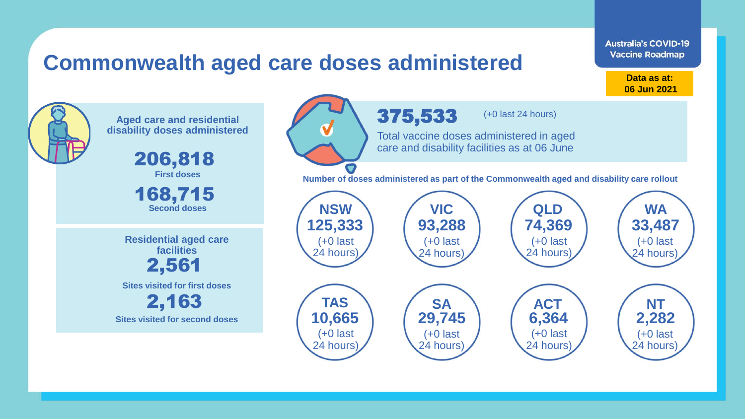# Commonwealth aged care doses administered

Australia's COVID-19 Vaccine Roadmap

**Data as at: 06 Jun 2021**

**Aged care and residential disability doses administered**

**206,818**
First doses

**168,715**
Second doses

**Residential aged care facilities**

**2,561**
Sites visited for first doses

**2,163**
Sites visited for second doses

**375,533** (+0 last 24 hours)

Total vaccine doses administered in aged care and disability facilities as at 06 June

**Number of doses administered as part of the Commonwealth aged and disability care rollout**

| State | Doses | Change |
|---|---|---|
| NSW | 125,333 | (+0 last 24 hours) |
| VIC | 93,288 | (+0 last 24 hours) |
| QLD | 74,369 | (+0 last 24 hours) |
| WA | 33,487 | (+0 last 24 hours) |
| TAS | 10,665 | (+0 last 24 hours) |
| SA | 29,745 | (+0 last 24 hours) |
| ACT | 6,364 | (+0 last 24 hours) |
| NT | 2,282 | (+0 last 24 hours) |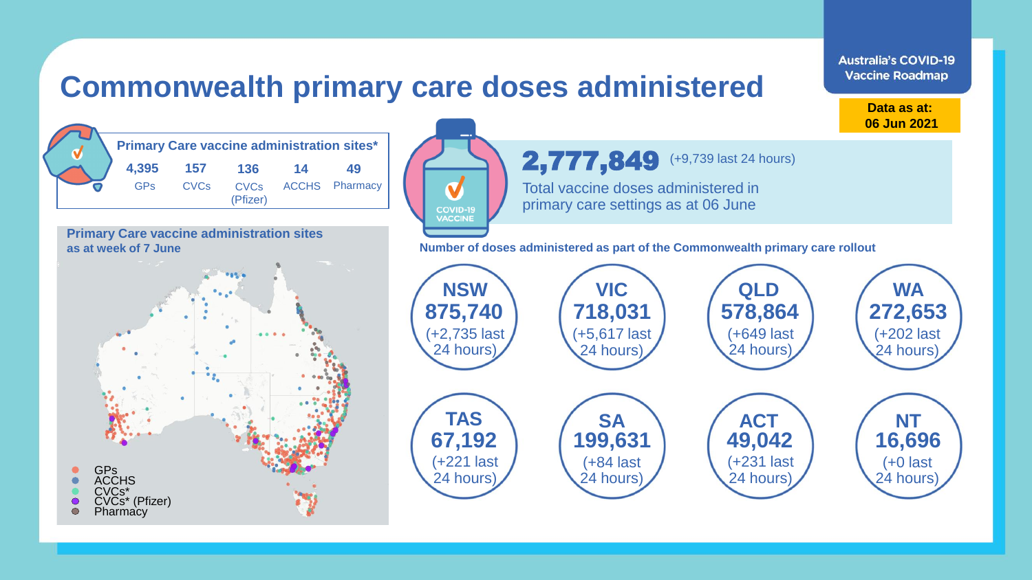# Commonwealth primary care doses administered

Australia's COVID-19 Vaccine Roadmap

**Data as at: 06 Jun 2021**

**Primary Care vaccine administration sites***

| 4,395 | 157 | 136 | 14 | 49 |
|---|---|---|---|---|
| GPs | CVCs | CVCs (Pfizer) | ACCHS | Pharmacy |

**Primary Care vaccine administration sites as at week of 7 June**

- GPs
- ACCHS
- CVCs*
- CVCs* (Pfizer)
- Pharmacy

COVID-19 VACCINE

**2,777,849** (+9,739 last 24 hours)

Total vaccine doses administered in primary care settings as at 06 June

**Number of doses administered as part of the Commonwealth primary care rollout**

| State/Territory | Doses | Last 24 hours |
|---|---|---|
| **NSW** | **875,740** | (+2,735 last 24 hours) |
| **VIC** | **718,031** | (+5,617 last 24 hours) |
| **QLD** | **578,864** | (+649 last 24 hours) |
| **WA** | **272,653** | (+202 last 24 hours) |
| **TAS** | **67,192** | (+221 last 24 hours) |
| **SA** | **199,631** | (+84 last 24 hours) |
| **ACT** | **49,042** | (+231 last 24 hours) |
| **NT** | **16,696** | (+0 last 24 hours) |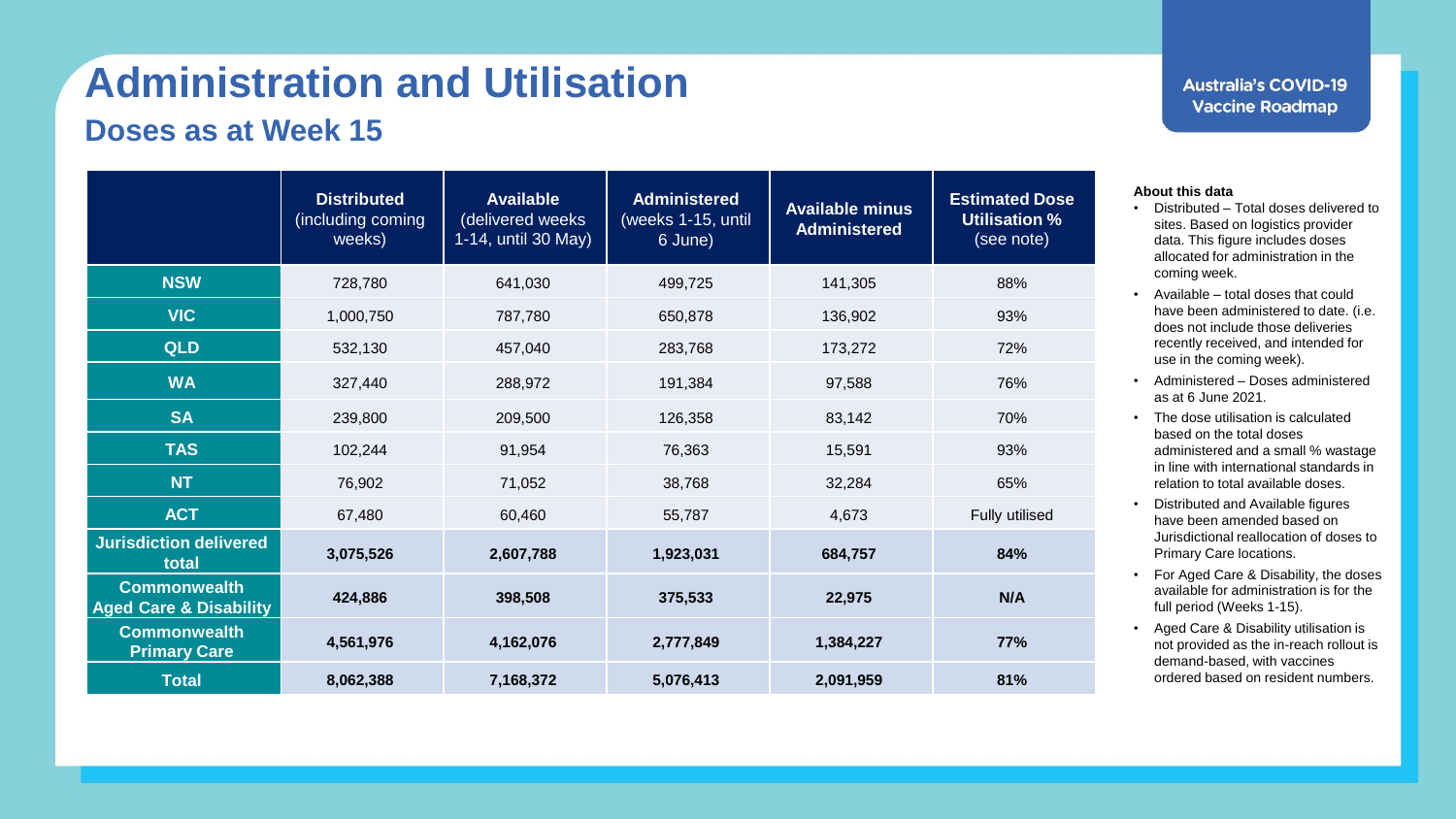# Administration and Utilisation

## Doses as at Week 15

Australia's COVID-19 Vaccine Roadmap

| | **Distributed** (including coming weeks) | **Available** (delivered weeks 1-14, until 30 May) | **Administered** (weeks 1-15, until 6 June) | **Available minus Administered** | **Estimated Dose Utilisation %** (see note) |
|---|---|---|---|---|---|
| **NSW** | 728,780 | 641,030 | 499,725 | 141,305 | 88% |
| **VIC** | 1,000,750 | 787,780 | 650,878 | 136,902 | 93% |
| **QLD** | 532,130 | 457,040 | 283,768 | 173,272 | 72% |
| **WA** | 327,440 | 288,972 | 191,384 | 97,588 | 76% |
| **SA** | 239,800 | 209,500 | 126,358 | 83,142 | 70% |
| **TAS** | 102,244 | 91,954 | 76,363 | 15,591 | 93% |
| **NT** | 76,902 | 71,052 | 38,768 | 32,284 | 65% |
| **ACT** | 67,480 | 60,460 | 55,787 | 4,673 | Fully utilised |
| **Jurisdiction delivered total** | **3,075,526** | **2,607,788** | **1,923,031** | **684,757** | **84%** |
| **Commonwealth Aged Care & Disability** | **424,886** | **398,508** | **375,533** | **22,975** | **N/A** |
| **Commonwealth Primary Care** | **4,561,976** | **4,162,076** | **2,777,849** | **1,384,227** | **77%** |
| **Total** | **8,062,388** | **7,168,372** | **5,076,413** | **2,091,959** | **81%** |

**About this data**

- Distributed – Total doses delivered to sites. Based on logistics provider data. This figure includes doses allocated for administration in the coming week.
- Available – total doses that could have been administered to date. (i.e. does not include those deliveries recently received, and intended for use in the coming week).
- Administered – Doses administered as at 6 June 2021.
- The dose utilisation is calculated based on the total doses administered and a small % wastage in line with international standards in relation to total available doses.
- Distributed and Available figures have been amended based on Jurisdictional reallocation of doses to Primary Care locations.
- For Aged Care & Disability, the doses available for administration is for the full period (Weeks 1-15).
- Aged Care & Disability utilisation is not provided as the in-reach rollout is demand-based, with vaccines ordered based on resident numbers.